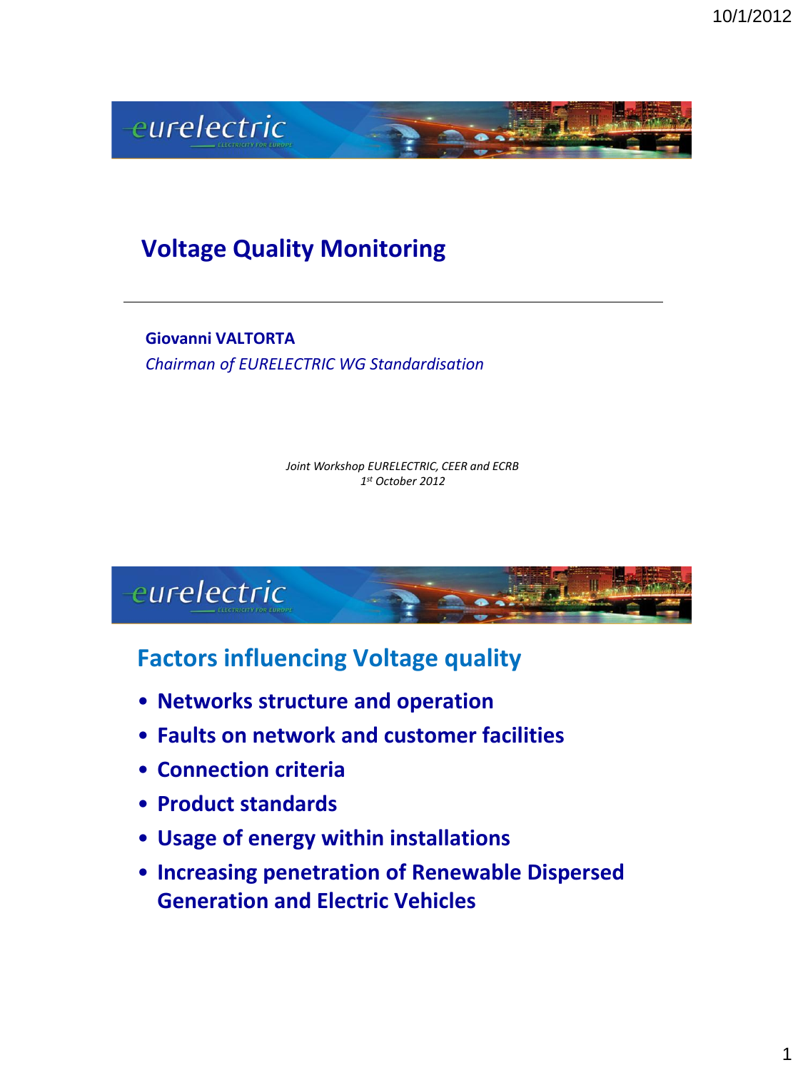# Voltage Quality Monitoring

---

**Giovanni VALTORTA**

*Chairman of EURELECTRIC WG Standardisation*

*Joint Workshop EURELECTRIC, CEER and ECRB*
*1st October 2012*

## Factors influencing Voltage quality

- **Networks structure and operation**
- **Faults on network and customer facilities**
- **Connection criteria**
- **Product standards**
- **Usage of energy within installations**
- **Increasing penetration of Renewable Dispersed Generation and Electric Vehicles**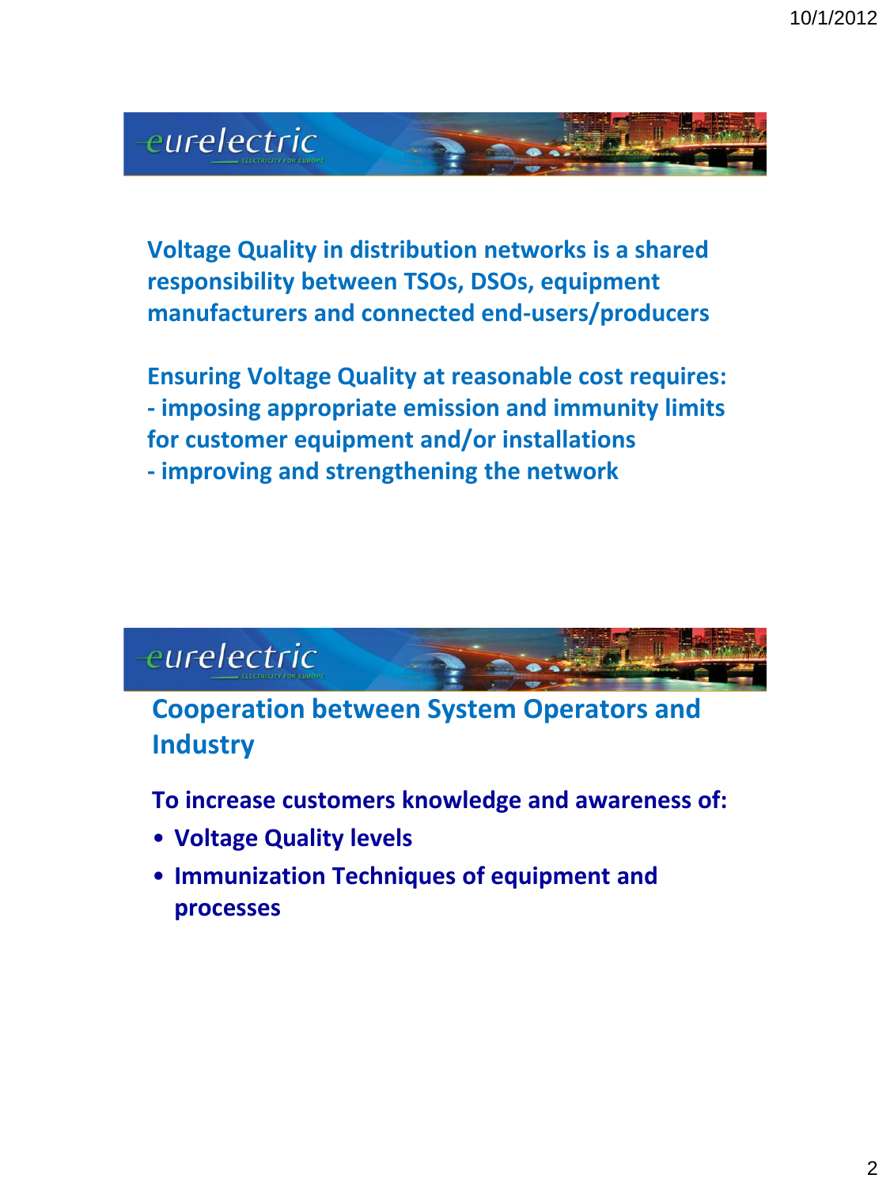**Voltage Quality in distribution networks is a shared responsibility between TSOs, DSOs, equipment manufacturers and connected end-users/producers**

**Ensuring Voltage Quality at reasonable cost requires:**
**- imposing appropriate emission and immunity limits for customer equipment and/or installations**
**- improving and strengthening the network**

## Cooperation between System Operators and Industry

**To increase customers knowledge and awareness of:**

- **Voltage Quality levels**
- **Immunization Techniques of equipment and processes**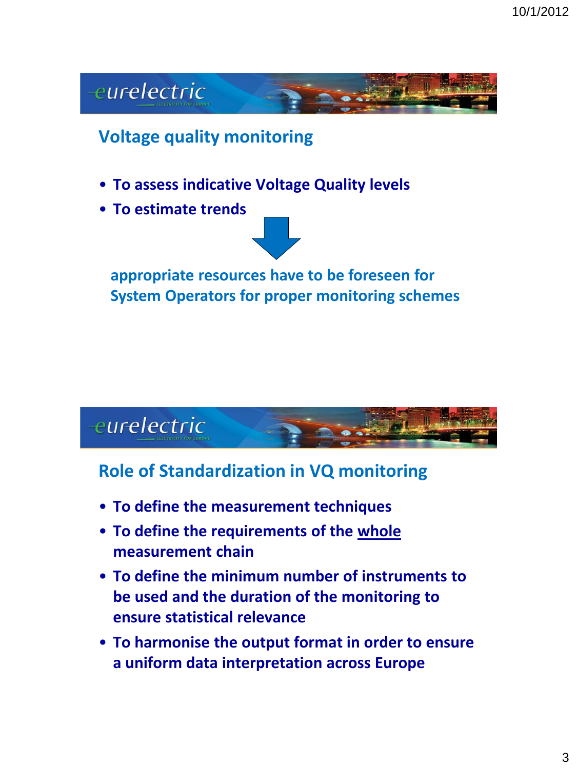## Voltage quality monitoring

- **To assess indicative Voltage Quality levels**
- **To estimate trends**

↓

**appropriate resources have to be foreseen for System Operators for proper monitoring schemes**

## Role of Standardization in VQ monitoring

- **To define the measurement techniques**
- **To define the requirements of the whole measurement chain**
- **To define the minimum number of instruments to be used and the duration of the monitoring to ensure statistical relevance**
- **To harmonise the output format in order to ensure a uniform data interpretation across Europe**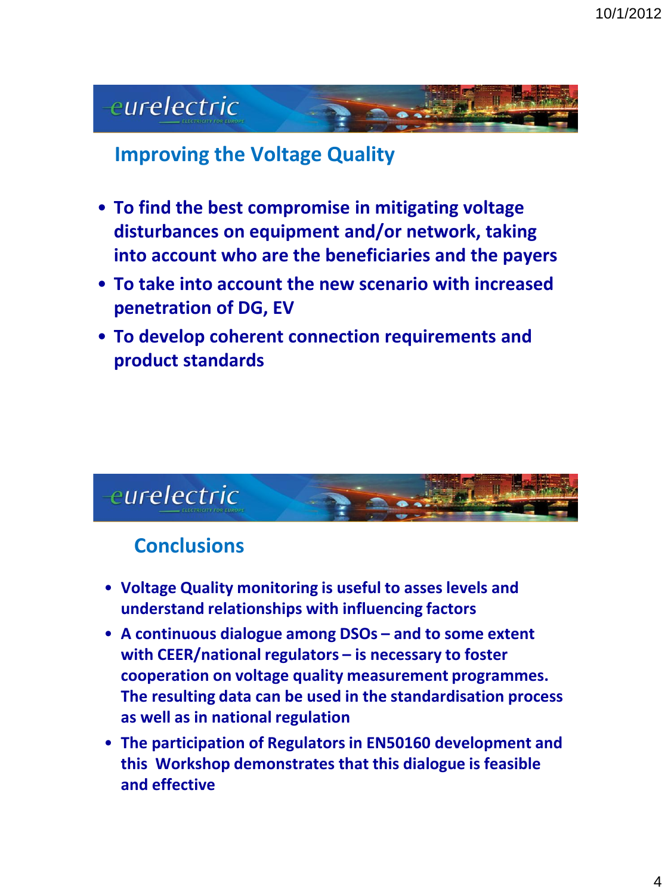## Improving the Voltage Quality

- To find the best compromise in mitigating voltage disturbances on equipment and/or network, taking into account who are the beneficiaries and the payers
- To take into account the new scenario with increased penetration of DG, EV
- To develop coherent connection requirements and product standards

## Conclusions

- Voltage Quality monitoring is useful to asses levels and understand relationships with influencing factors
- A continuous dialogue among DSOs – and to some extent with CEER/national regulators – is necessary to foster cooperation on voltage quality measurement programmes. The resulting data can be used in the standardisation process as well as in national regulation
- The participation of Regulators in EN50160 development and this Workshop demonstrates that this dialogue is feasible and effective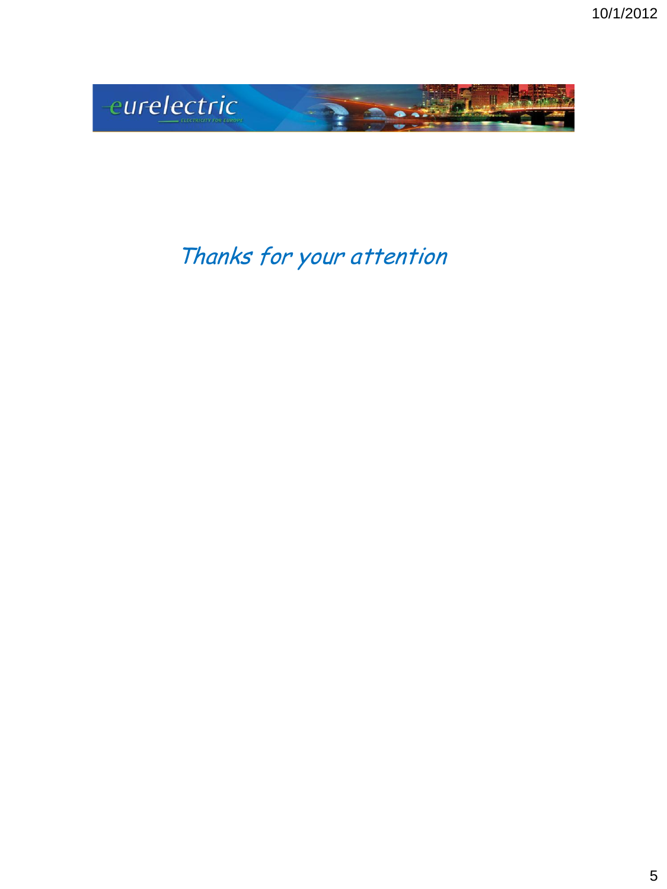Thanks for your attention